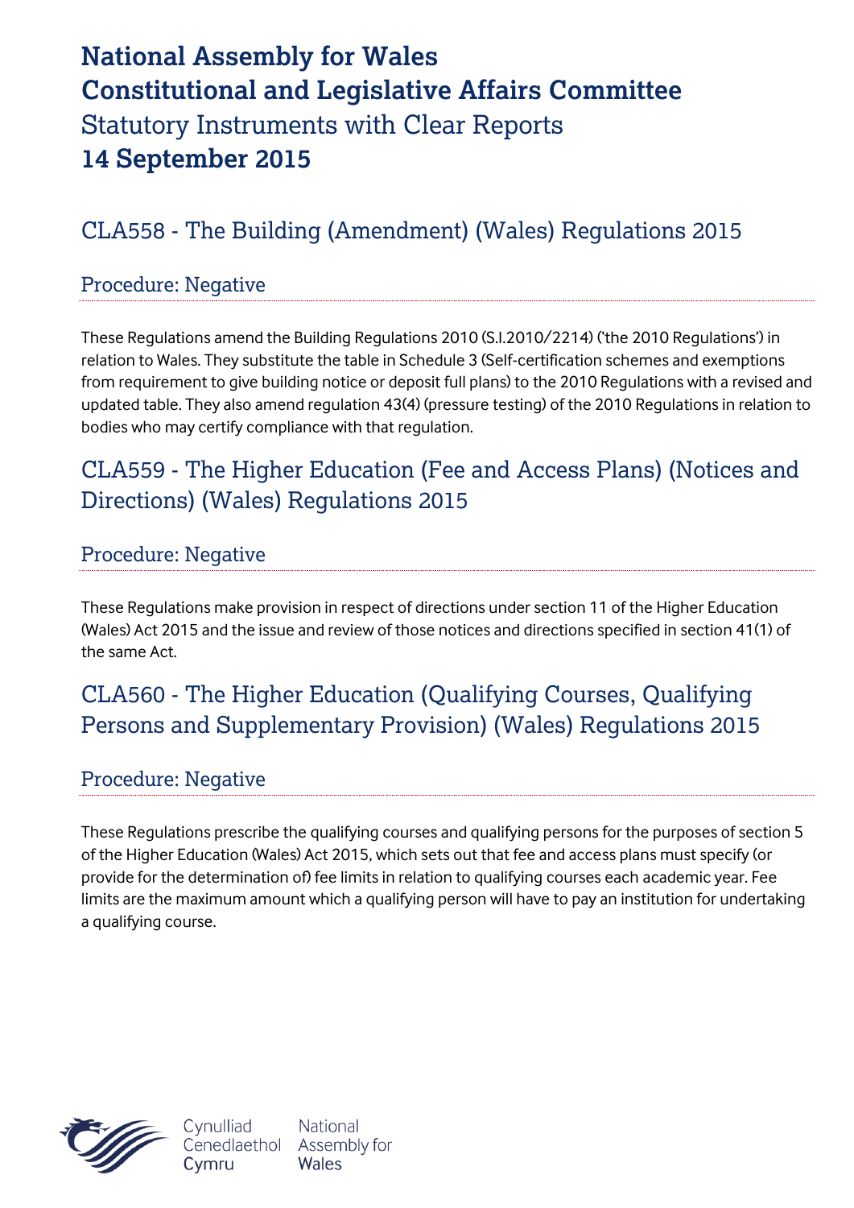# National Assembly for Wales
# Constitutional and Legislative Affairs Committee
## Statutory Instruments with Clear Reports
## 14 September 2015

## CLA558 - The Building (Amendment) (Wales) Regulations 2015

### Procedure: Negative

These Regulations amend the Building Regulations 2010 (S.I.2010/2214) ('the 2010 Regulations') in relation to Wales. They substitute the table in Schedule 3 (Self-certification schemes and exemptions from requirement to give building notice or deposit full plans) to the 2010 Regulations with a revised and updated table. They also amend regulation 43(4) (pressure testing) of the 2010 Regulations in relation to bodies who may certify compliance with that regulation.

## CLA559 - The Higher Education (Fee and Access Plans) (Notices and Directions) (Wales) Regulations 2015

### Procedure: Negative

These Regulations make provision in respect of directions under section 11 of the Higher Education (Wales) Act 2015 and the issue and review of those notices and directions specified in section 41(1) of the same Act.

## CLA560 - The Higher Education (Qualifying Courses, Qualifying Persons and Supplementary Provision) (Wales) Regulations 2015

### Procedure: Negative

These Regulations prescribe the qualifying courses and qualifying persons for the purposes of section 5 of the Higher Education (Wales) Act 2015, which sets out that fee and access plans must specify (or provide for the determination of) fee limits in relation to qualifying courses each academic year. Fee limits are the maximum amount which a qualifying person will have to pay an institution for undertaking a qualifying course.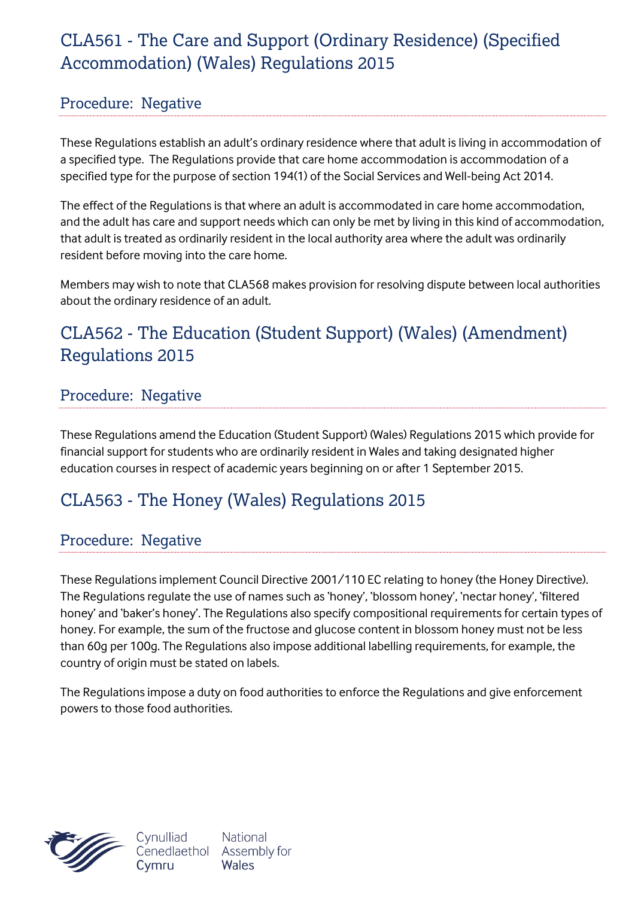## CLA561 - The Care and Support (Ordinary Residence) (Specified Accommodation) (Wales) Regulations 2015

### Procedure: Negative

These Regulations establish an adult's ordinary residence where that adult is living in accommodation of a specified type. The Regulations provide that care home accommodation is accommodation of a specified type for the purpose of section 194(1) of the Social Services and Well-being Act 2014.

The effect of the Regulations is that where an adult is accommodated in care home accommodation, and the adult has care and support needs which can only be met by living in this kind of accommodation, that adult is treated as ordinarily resident in the local authority area where the adult was ordinarily resident before moving into the care home.

Members may wish to note that CLA568 makes provision for resolving dispute between local authorities about the ordinary residence of an adult.

## CLA562 - The Education (Student Support) (Wales) (Amendment) Regulations 2015

### Procedure: Negative

These Regulations amend the Education (Student Support) (Wales) Regulations 2015 which provide for financial support for students who are ordinarily resident in Wales and taking designated higher education courses in respect of academic years beginning on or after 1 September 2015.

## CLA563 - The Honey (Wales) Regulations 2015

### Procedure: Negative

These Regulations implement Council Directive 2001/110 EC relating to honey (the Honey Directive). The Regulations regulate the use of names such as 'honey', 'blossom honey', 'nectar honey', 'filtered honey' and 'baker's honey'. The Regulations also specify compositional requirements for certain types of honey. For example, the sum of the fructose and glucose content in blossom honey must not be less than 60g per 100g. The Regulations also impose additional labelling requirements, for example, the country of origin must be stated on labels.

The Regulations impose a duty on food authorities to enforce the Regulations and give enforcement powers to those food authorities.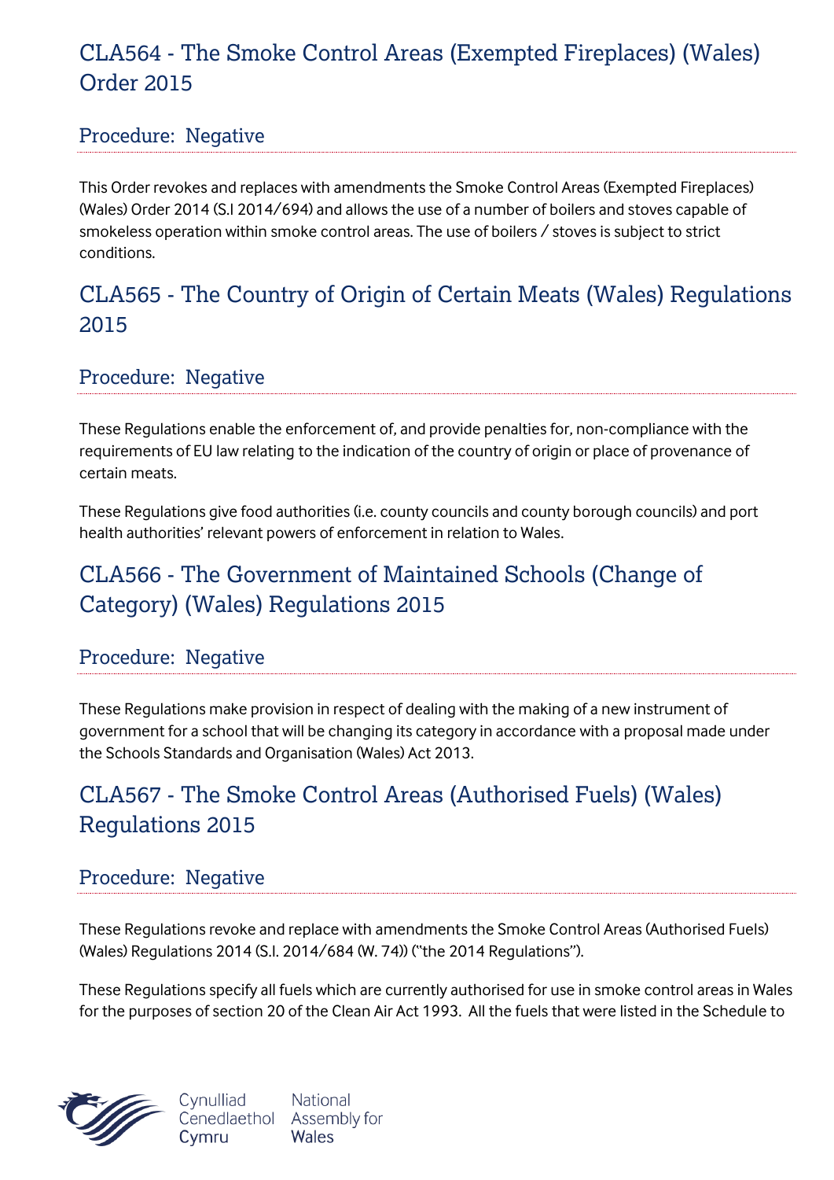## CLA564 - The Smoke Control Areas (Exempted Fireplaces) (Wales) Order 2015

### Procedure: Negative

This Order revokes and replaces with amendments the Smoke Control Areas (Exempted Fireplaces) (Wales) Order 2014 (S.I 2014/694) and allows the use of a number of boilers and stoves capable of smokeless operation within smoke control areas. The use of boilers / stoves is subject to strict conditions.

## CLA565 - The Country of Origin of Certain Meats (Wales) Regulations 2015

### Procedure: Negative

These Regulations enable the enforcement of, and provide penalties for, non-compliance with the requirements of EU law relating to the indication of the country of origin or place of provenance of certain meats.

These Regulations give food authorities (i.e. county councils and county borough councils) and port health authorities' relevant powers of enforcement in relation to Wales.

## CLA566 - The Government of Maintained Schools (Change of Category) (Wales) Regulations 2015

### Procedure: Negative

These Regulations make provision in respect of dealing with the making of a new instrument of government for a school that will be changing its category in accordance with a proposal made under the Schools Standards and Organisation (Wales) Act 2013.

## CLA567 - The Smoke Control Areas (Authorised Fuels) (Wales) Regulations 2015

### Procedure: Negative

These Regulations revoke and replace with amendments the Smoke Control Areas (Authorised Fuels) (Wales) Regulations 2014 (S.I. 2014/684 (W. 74)) ("the 2014 Regulations").

These Regulations specify all fuels which are currently authorised for use in smoke control areas in Wales for the purposes of section 20 of the Clean Air Act 1993. All the fuels that were listed in the Schedule to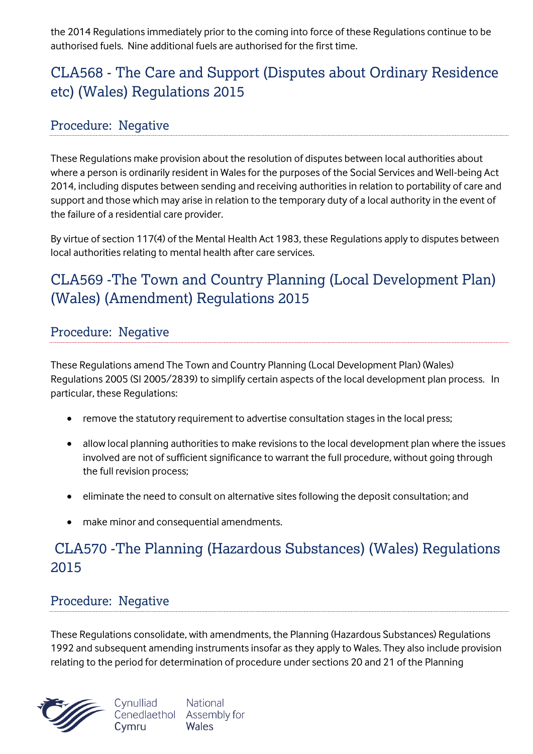the 2014 Regulations immediately prior to the coming into force of these Regulations continue to be authorised fuels. Nine additional fuels are authorised for the first time.

## CLA568 - The Care and Support (Disputes about Ordinary Residence etc) (Wales) Regulations 2015

### Procedure: Negative

These Regulations make provision about the resolution of disputes between local authorities about where a person is ordinarily resident in Wales for the purposes of the Social Services and Well-being Act 2014, including disputes between sending and receiving authorities in relation to portability of care and support and those which may arise in relation to the temporary duty of a local authority in the event of the failure of a residential care provider.

By virtue of section 117(4) of the Mental Health Act 1983, these Regulations apply to disputes between local authorities relating to mental health after care services.

## CLA569 -The Town and Country Planning (Local Development Plan) (Wales) (Amendment) Regulations 2015

### Procedure: Negative

These Regulations amend The Town and Country Planning (Local Development Plan) (Wales) Regulations 2005 (SI 2005/2839) to simplify certain aspects of the local development plan process. In particular, these Regulations:

- remove the statutory requirement to advertise consultation stages in the local press;
- allow local planning authorities to make revisions to the local development plan where the issues involved are not of sufficient significance to warrant the full procedure, without going through the full revision process;
- eliminate the need to consult on alternative sites following the deposit consultation; and
- make minor and consequential amendments.

## CLA570 -The Planning (Hazardous Substances) (Wales) Regulations 2015

### Procedure: Negative

These Regulations consolidate, with amendments, the Planning (Hazardous Substances) Regulations 1992 and subsequent amending instruments insofar as they apply to Wales. They also include provision relating to the period for determination of procedure under sections 20 and 21 of the Planning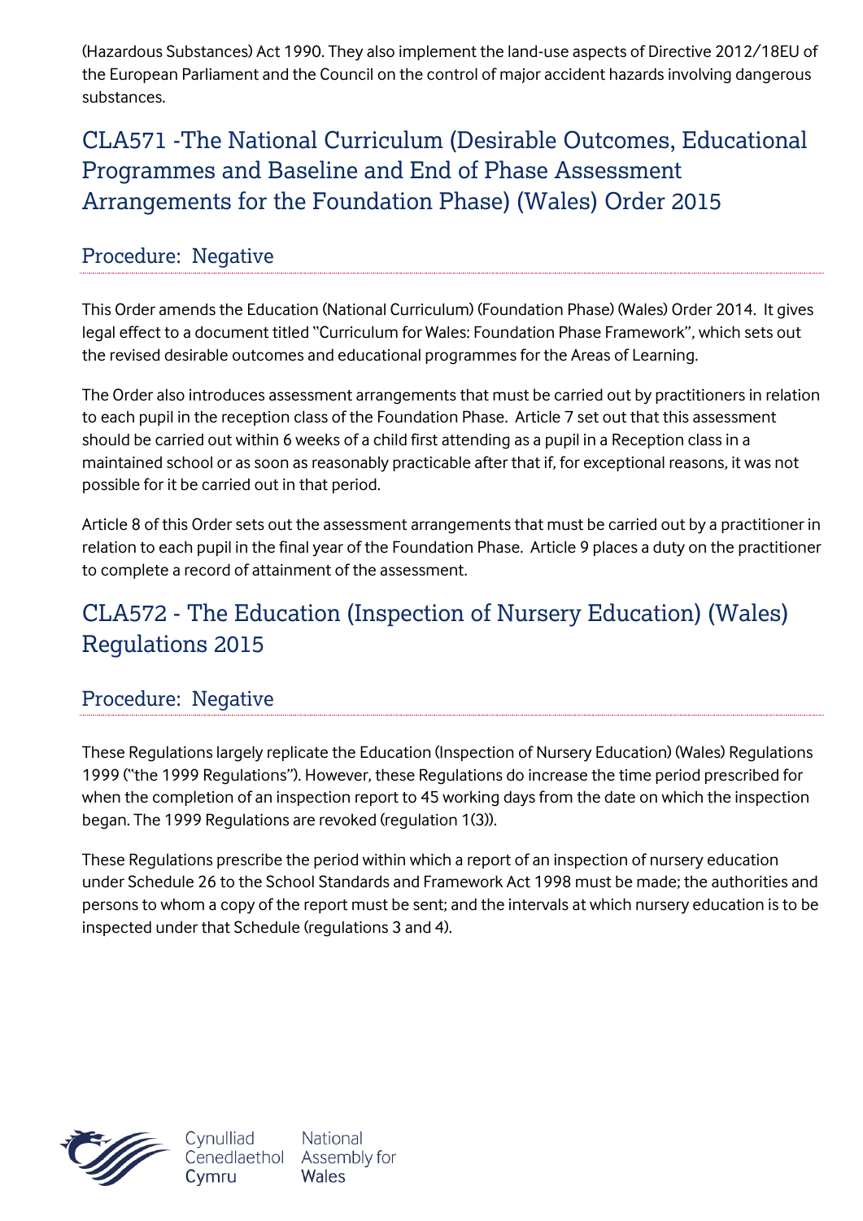(Hazardous Substances) Act 1990. They also implement the land-use aspects of Directive 2012/18EU of the European Parliament and the Council on the control of major accident hazards involving dangerous substances.

## CLA571 -The National Curriculum (Desirable Outcomes, Educational Programmes and Baseline and End of Phase Assessment Arrangements for the Foundation Phase) (Wales) Order 2015

### Procedure: Negative

This Order amends the Education (National Curriculum) (Foundation Phase) (Wales) Order 2014. It gives legal effect to a document titled "Curriculum for Wales: Foundation Phase Framework", which sets out the revised desirable outcomes and educational programmes for the Areas of Learning.

The Order also introduces assessment arrangements that must be carried out by practitioners in relation to each pupil in the reception class of the Foundation Phase. Article 7 set out that this assessment should be carried out within 6 weeks of a child first attending as a pupil in a Reception class in a maintained school or as soon as reasonably practicable after that if, for exceptional reasons, it was not possible for it be carried out in that period.

Article 8 of this Order sets out the assessment arrangements that must be carried out by a practitioner in relation to each pupil in the final year of the Foundation Phase. Article 9 places a duty on the practitioner to complete a record of attainment of the assessment.

## CLA572 - The Education (Inspection of Nursery Education) (Wales) Regulations 2015

### Procedure: Negative

These Regulations largely replicate the Education (Inspection of Nursery Education) (Wales) Regulations 1999 ("the 1999 Regulations"). However, these Regulations do increase the time period prescribed for when the completion of an inspection report to 45 working days from the date on which the inspection began. The 1999 Regulations are revoked (regulation 1(3)).

These Regulations prescribe the period within which a report of an inspection of nursery education under Schedule 26 to the School Standards and Framework Act 1998 must be made; the authorities and persons to whom a copy of the report must be sent; and the intervals at which nursery education is to be inspected under that Schedule (regulations 3 and 4).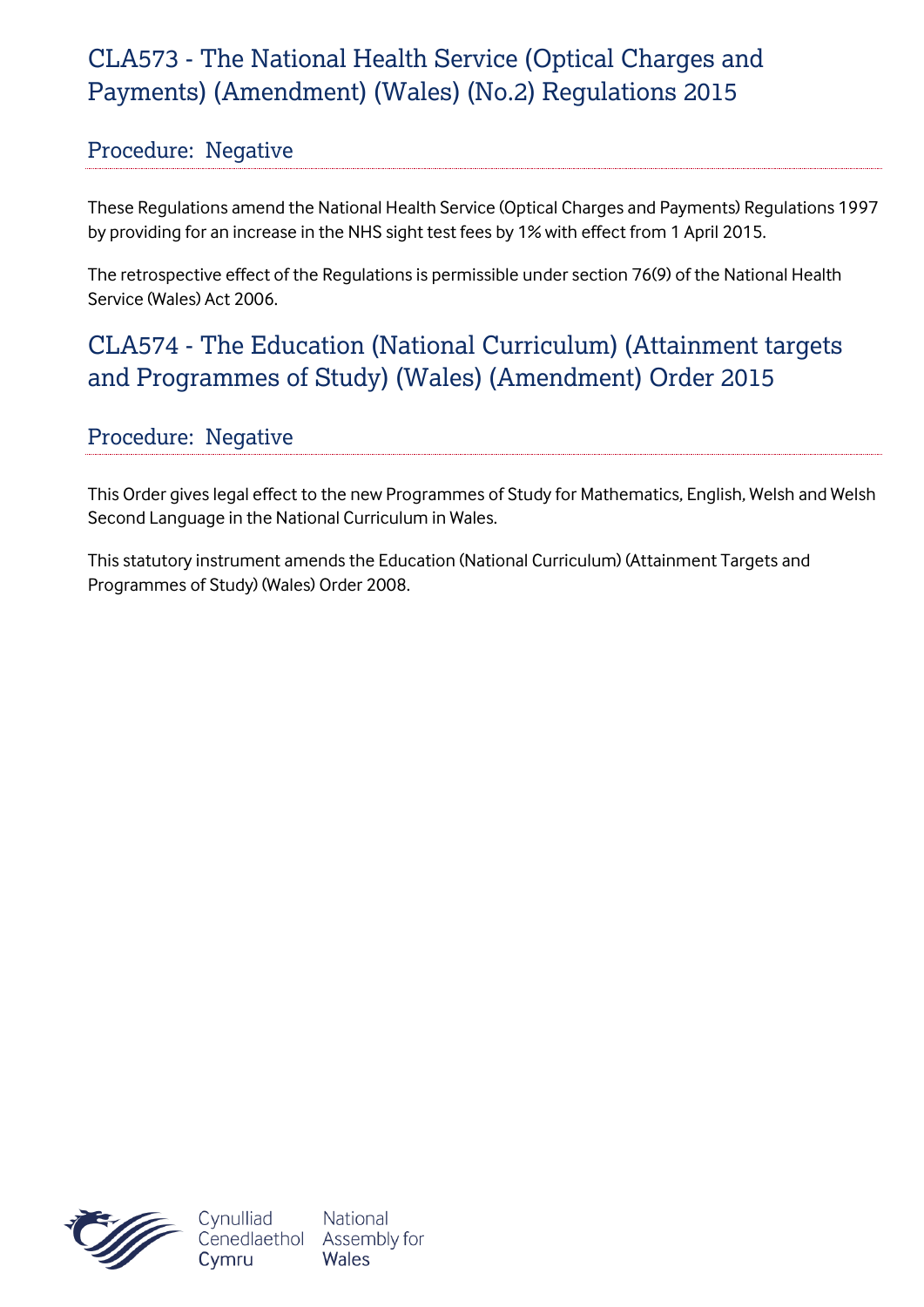## CLA573 - The National Health Service (Optical Charges and Payments) (Amendment) (Wales) (No.2) Regulations 2015

### Procedure: Negative

These Regulations amend the National Health Service (Optical Charges and Payments) Regulations 1997 by providing for an increase in the NHS sight test fees by 1% with effect from 1 April 2015.

The retrospective effect of the Regulations is permissible under section 76(9) of the National Health Service (Wales) Act 2006.

## CLA574 - The Education (National Curriculum) (Attainment targets and Programmes of Study) (Wales) (Amendment) Order 2015

### Procedure: Negative

This Order gives legal effect to the new Programmes of Study for Mathematics, English, Welsh and Welsh Second Language in the National Curriculum in Wales.

This statutory instrument amends the Education (National Curriculum) (Attainment Targets and Programmes of Study) (Wales) Order 2008.